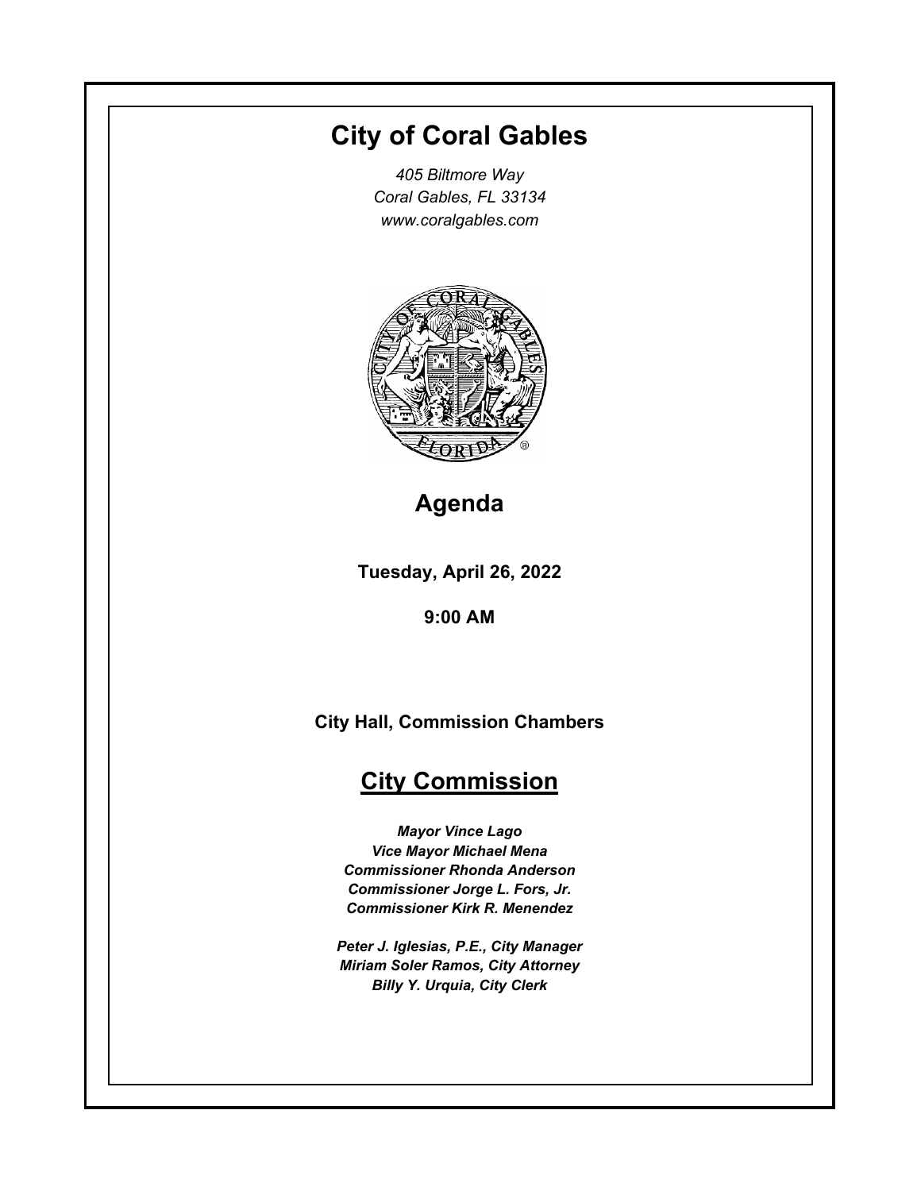# City of Coral Gables

*405 Biltmore Way*
*Coral Gables, FL 33134*
*www.coralgables.com*

## Agenda

**Tuesday, April 26, 2022**

**9:00 AM**

**City Hall, Commission Chambers**

## City Commission

***Mayor Vince Lago***
***Vice Mayor Michael Mena***
***Commissioner Rhonda Anderson***
***Commissioner Jorge L. Fors, Jr.***
***Commissioner Kirk R. Menendez***

***Peter J. Iglesias, P.E., City Manager***
***Miriam Soler Ramos, City Attorney***
***Billy Y. Urquia, City Clerk***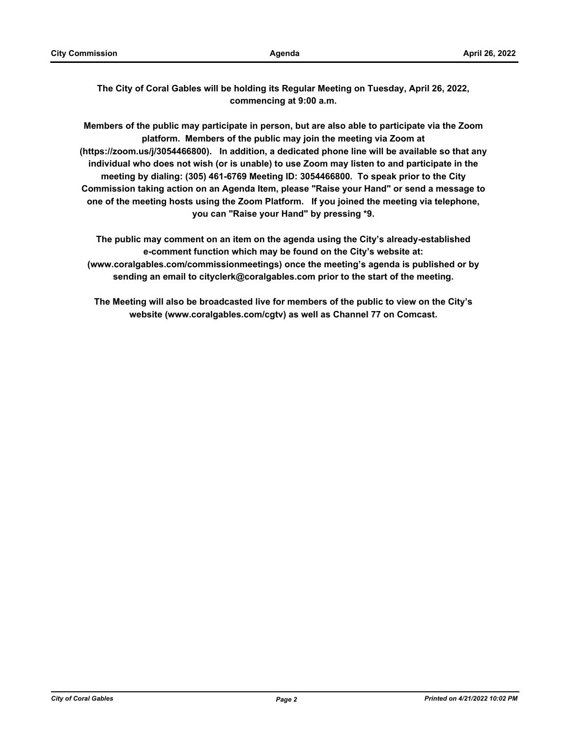**The City of Coral Gables will be holding its Regular Meeting on Tuesday, April 26, 2022, commencing at 9:00 a.m.**

**Members of the public may participate in person, but are also able to participate via the Zoom platform. Members of the public may join the meeting via Zoom at (https://zoom.us/j/3054466800). In addition, a dedicated phone line will be available so that any individual who does not wish (or is unable) to use Zoom may listen to and participate in the meeting by dialing: (305) 461-6769 Meeting ID: 3054466800. To speak prior to the City Commission taking action on an Agenda Item, please "Raise your Hand" or send a message to one of the meeting hosts using the Zoom Platform. If you joined the meeting via telephone, you can "Raise your Hand" by pressing *9.**

**The public may comment on an item on the agenda using the City's already-established e-comment function which may be found on the City's website at: (www.coralgables.com/commissionmeetings) once the meeting's agenda is published or by sending an email to cityclerk@coralgables.com prior to the start of the meeting.**

**The Meeting will also be broadcasted live for members of the public to view on the City's website (www.coralgables.com/cgtv) as well as Channel 77 on Comcast.**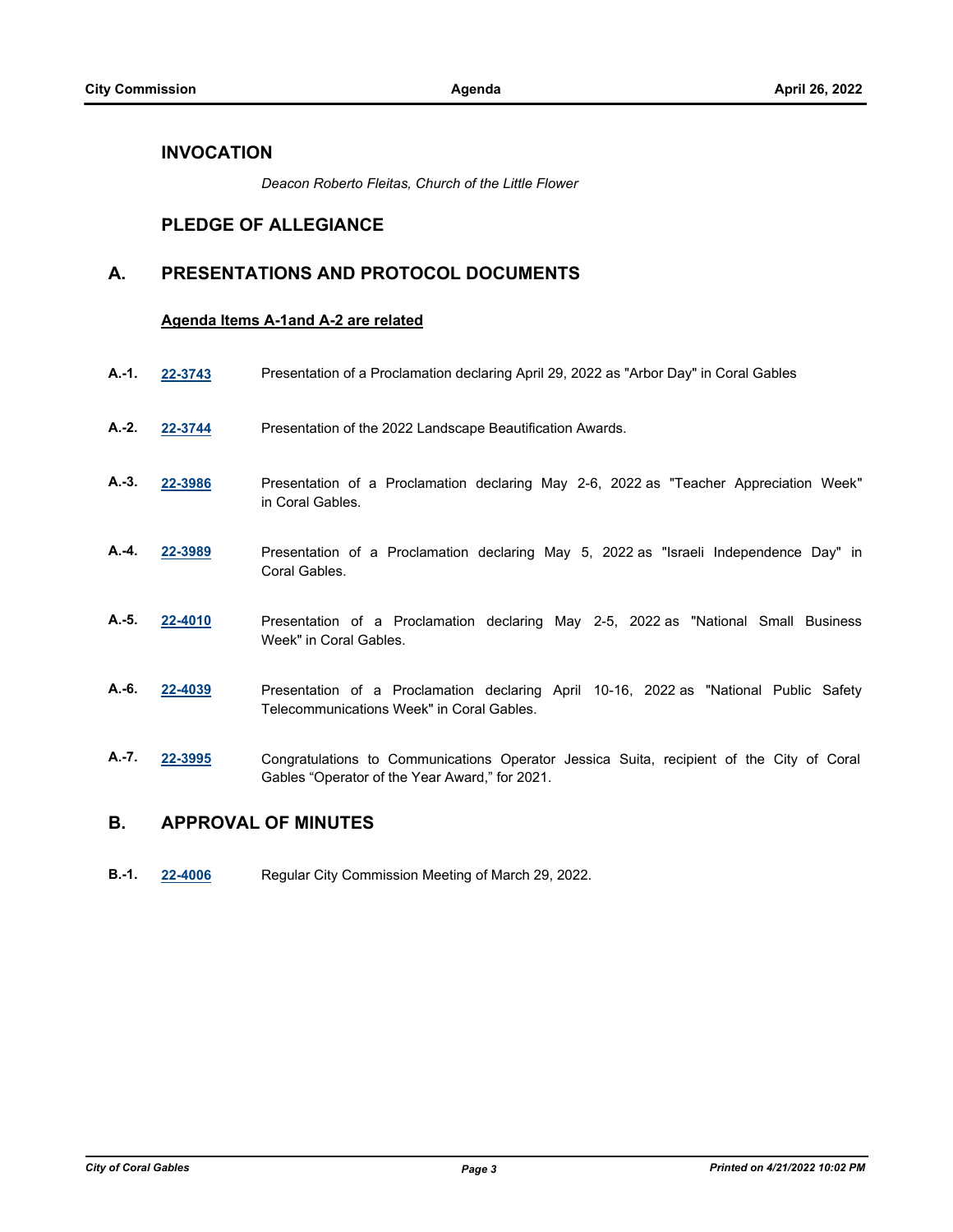## INVOCATION

*Deacon Roberto Fleitas, Church of the Little Flower*

## PLEDGE OF ALLEGIANCE

## A. PRESENTATIONS AND PROTOCOL DOCUMENTS

**Agenda Items A-1and A-2 are related**

**A.-1.** **22-3743** Presentation of a Proclamation declaring April 29, 2022 as "Arbor Day" in Coral Gables

**A.-2.** **22-3744** Presentation of the 2022 Landscape Beautification Awards.

**A.-3.** **22-3986** Presentation of a Proclamation declaring May 2-6, 2022 as "Teacher Appreciation Week" in Coral Gables.

**A.-4.** **22-3989** Presentation of a Proclamation declaring May 5, 2022 as "Israeli Independence Day" in Coral Gables.

**A.-5.** **22-4010** Presentation of a Proclamation declaring May 2-5, 2022 as "National Small Business Week" in Coral Gables.

**A.-6.** **22-4039** Presentation of a Proclamation declaring April 10-16, 2022 as "National Public Safety Telecommunications Week" in Coral Gables.

**A.-7.** **22-3995** Congratulations to Communications Operator Jessica Suita, recipient of the City of Coral Gables “Operator of the Year Award,” for 2021.

## B. APPROVAL OF MINUTES

**B.-1.** **22-4006** Regular City Commission Meeting of March 29, 2022.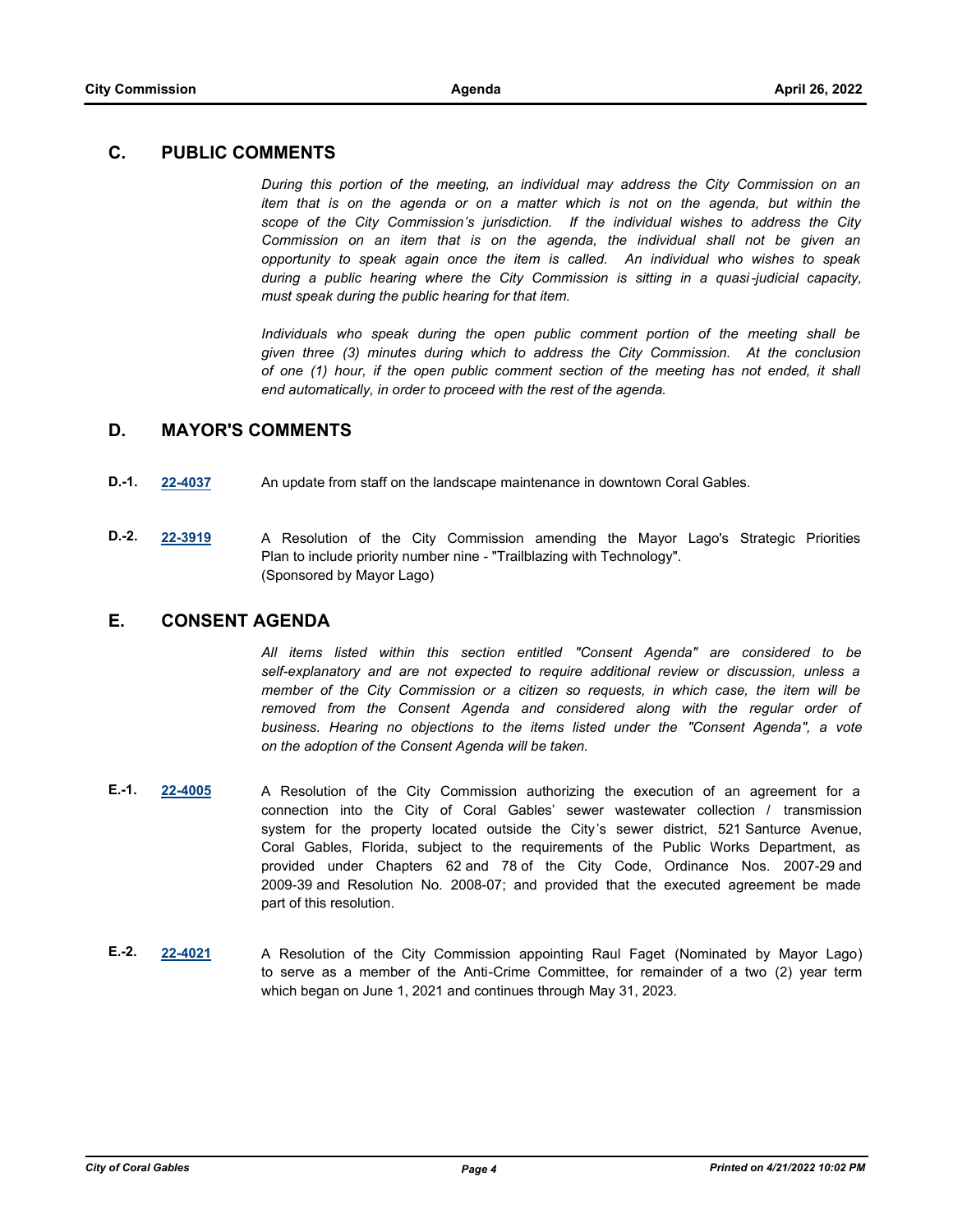## C. PUBLIC COMMENTS

*During this portion of the meeting, an individual may address the City Commission on an item that is on the agenda or on a matter which is not on the agenda, but within the scope of the City Commission's jurisdiction. If the individual wishes to address the City Commission on an item that is on the agenda, the individual shall not be given an opportunity to speak again once the item is called. An individual who wishes to speak during a public hearing where the City Commission is sitting in a quasi-judicial capacity, must speak during the public hearing for that item.*

*Individuals who speak during the open public comment portion of the meeting shall be given three (3) minutes during which to address the City Commission. At the conclusion of one (1) hour, if the open public comment section of the meeting has not ended, it shall end automatically, in order to proceed with the rest of the agenda.*

## D. MAYOR'S COMMENTS

**D.-1.** **22-4037** An update from staff on the landscape maintenance in downtown Coral Gables.

**D.-2.** **22-3919** A Resolution of the City Commission amending the Mayor Lago's Strategic Priorities Plan to include priority number nine - "Trailblazing with Technology". (Sponsored by Mayor Lago)

## E. CONSENT AGENDA

*All items listed within this section entitled "Consent Agenda" are considered to be self-explanatory and are not expected to require additional review or discussion, unless a member of the City Commission or a citizen so requests, in which case, the item will be removed from the Consent Agenda and considered along with the regular order of business. Hearing no objections to the items listed under the "Consent Agenda", a vote on the adoption of the Consent Agenda will be taken.*

**E.-1.** **22-4005** A Resolution of the City Commission authorizing the execution of an agreement for a connection into the City of Coral Gables' sewer wastewater collection / transmission system for the property located outside the City's sewer district, 521 Santurce Avenue, Coral Gables, Florida, subject to the requirements of the Public Works Department, as provided under Chapters 62 and 78 of the City Code, Ordinance Nos. 2007-29 and 2009-39 and Resolution No. 2008-07; and provided that the executed agreement be made part of this resolution.

**E.-2.** **22-4021** A Resolution of the City Commission appointing Raul Faget (Nominated by Mayor Lago) to serve as a member of the Anti-Crime Committee, for remainder of a two (2) year term which began on June 1, 2021 and continues through May 31, 2023.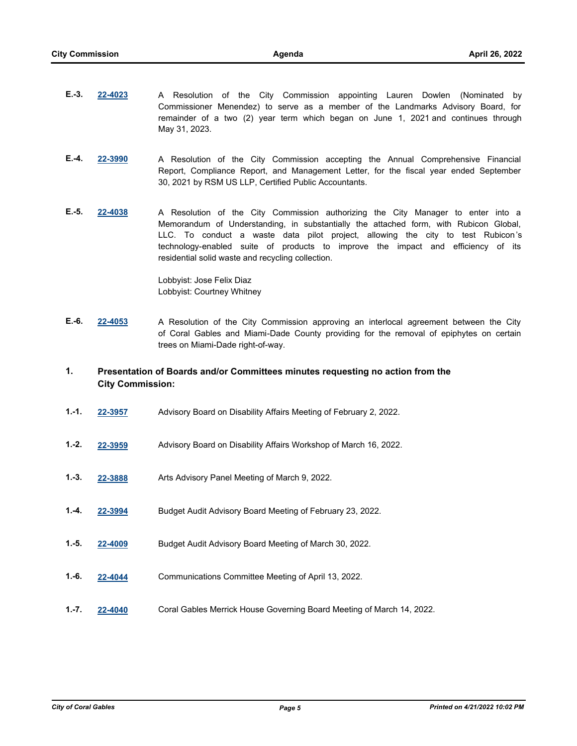**E.-3.** **22-4023** A Resolution of the City Commission appointing Lauren Dowlen (Nominated by Commissioner Menendez) to serve as a member of the Landmarks Advisory Board, for remainder of a two (2) year term which began on June 1, 2021 and continues through May 31, 2023.

**E.-4.** **22-3990** A Resolution of the City Commission accepting the Annual Comprehensive Financial Report, Compliance Report, and Management Letter, for the fiscal year ended September 30, 2021 by RSM US LLP, Certified Public Accountants.

**E.-5.** **22-4038** A Resolution of the City Commission authorizing the City Manager to enter into a Memorandum of Understanding, in substantially the attached form, with Rubicon Global, LLC. To conduct a waste data pilot project, allowing the city to test Rubicon's technology-enabled suite of products to improve the impact and efficiency of its residential solid waste and recycling collection.

Lobbyist: Jose Felix Diaz
Lobbyist: Courtney Whitney

**E.-6.** **22-4053** A Resolution of the City Commission approving an interlocal agreement between the City of Coral Gables and Miami-Dade County providing for the removal of epiphytes on certain trees on Miami-Dade right-of-way.

## 1. Presentation of Boards and/or Committees minutes requesting no action from the City Commission:

**1.-1.** **22-3957** Advisory Board on Disability Affairs Meeting of February 2, 2022.

**1.-2.** **22-3959** Advisory Board on Disability Affairs Workshop of March 16, 2022.

**1.-3.** **22-3888** Arts Advisory Panel Meeting of March 9, 2022.

**1.-4.** **22-3994** Budget Audit Advisory Board Meeting of February 23, 2022.

**1.-5.** **22-4009** Budget Audit Advisory Board Meeting of March 30, 2022.

**1.-6.** **22-4044** Communications Committee Meeting of April 13, 2022.

**1.-7.** **22-4040** Coral Gables Merrick House Governing Board Meeting of March 14, 2022.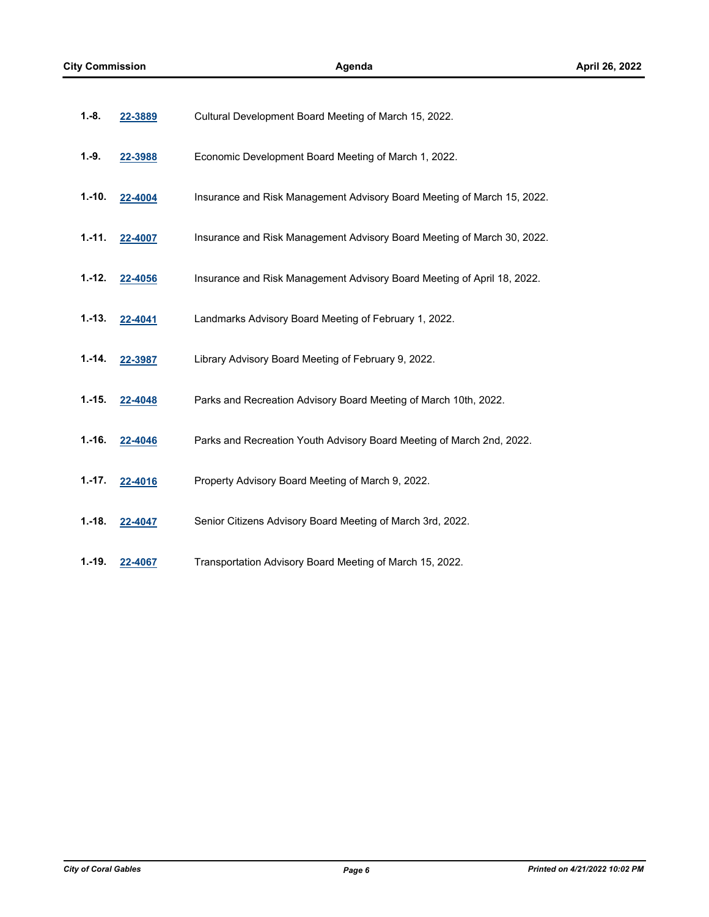**1.-8.** **22-3889** Cultural Development Board Meeting of March 15, 2022.

**1.-9.** **22-3988** Economic Development Board Meeting of March 1, 2022.

**1.-10.** **22-4004** Insurance and Risk Management Advisory Board Meeting of March 15, 2022.

**1.-11.** **22-4007** Insurance and Risk Management Advisory Board Meeting of March 30, 2022.

**1.-12.** **22-4056** Insurance and Risk Management Advisory Board Meeting of April 18, 2022.

**1.-13.** **22-4041** Landmarks Advisory Board Meeting of February 1, 2022.

**1.-14.** **22-3987** Library Advisory Board Meeting of February 9, 2022.

**1.-15.** **22-4048** Parks and Recreation Advisory Board Meeting of March 10th, 2022.

**1.-16.** **22-4046** Parks and Recreation Youth Advisory Board Meeting of March 2nd, 2022.

**1.-17.** **22-4016** Property Advisory Board Meeting of March 9, 2022.

**1.-18.** **22-4047** Senior Citizens Advisory Board Meeting of March 3rd, 2022.

**1.-19.** **22-4067** Transportation Advisory Board Meeting of March 15, 2022.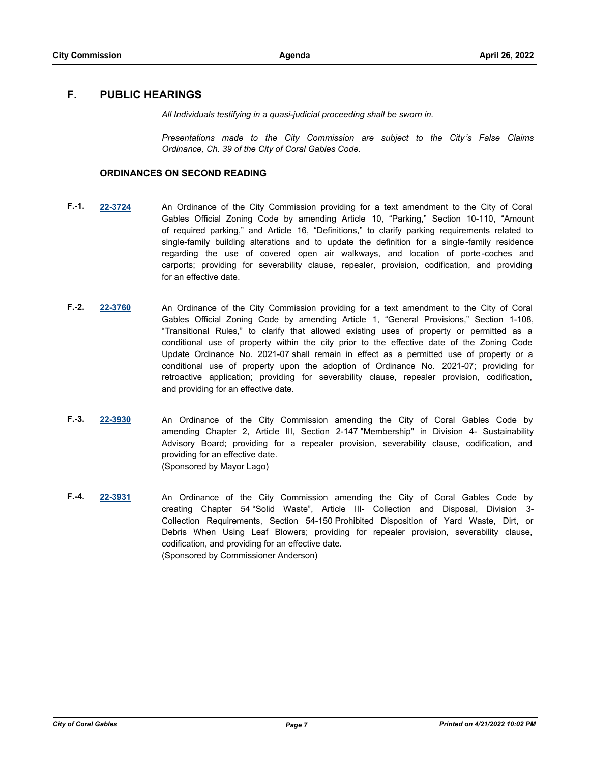## F. PUBLIC HEARINGS

*All Individuals testifying in a quasi-judicial proceeding shall be sworn in.*

*Presentations made to the City Commission are subject to the City's False Claims Ordinance, Ch. 39 of the City of Coral Gables Code.*

### ORDINANCES ON SECOND READING

**F.-1.** **22-3724** An Ordinance of the City Commission providing for a text amendment to the City of Coral Gables Official Zoning Code by amending Article 10, "Parking," Section 10-110, "Amount of required parking," and Article 16, "Definitions," to clarify parking requirements related to single-family building alterations and to update the definition for a single-family residence regarding the use of covered open air walkways, and location of porte-coches and carports; providing for severability clause, repealer, provision, codification, and providing for an effective date.

**F.-2.** **22-3760** An Ordinance of the City Commission providing for a text amendment to the City of Coral Gables Official Zoning Code by amending Article 1, "General Provisions," Section 1-108, "Transitional Rules," to clarify that allowed existing uses of property or permitted as a conditional use of property within the city prior to the effective date of the Zoning Code Update Ordinance No. 2021-07 shall remain in effect as a permitted use of property or a conditional use of property upon the adoption of Ordinance No. 2021-07; providing for retroactive application; providing for severability clause, repealer provision, codification, and providing for an effective date.

**F.-3.** **22-3930** An Ordinance of the City Commission amending the City of Coral Gables Code by amending Chapter 2, Article III, Section 2-147 "Membership" in Division 4- Sustainability Advisory Board; providing for a repealer provision, severability clause, codification, and providing for an effective date.
(Sponsored by Mayor Lago)

**F.-4.** **22-3931** An Ordinance of the City Commission amending the City of Coral Gables Code by creating Chapter 54 "Solid Waste", Article III- Collection and Disposal, Division 3- Collection Requirements, Section 54-150 Prohibited Disposition of Yard Waste, Dirt, or Debris When Using Leaf Blowers; providing for repealer provision, severability clause, codification, and providing for an effective date.
(Sponsored by Commissioner Anderson)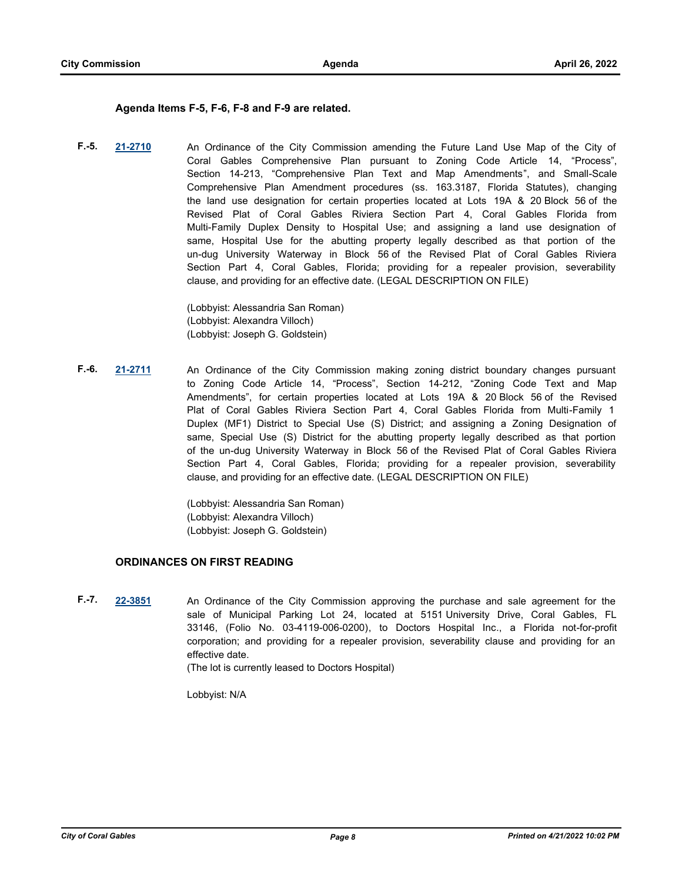**Agenda Items F-5, F-6, F-8 and F-9 are related.**

**F.-5.** **21-2710** An Ordinance of the City Commission amending the Future Land Use Map of the City of Coral Gables Comprehensive Plan pursuant to Zoning Code Article 14, "Process", Section 14-213, "Comprehensive Plan Text and Map Amendments", and Small-Scale Comprehensive Plan Amendment procedures (ss. 163.3187, Florida Statutes), changing the land use designation for certain properties located at Lots 19A & 20 Block 56 of the Revised Plat of Coral Gables Riviera Section Part 4, Coral Gables Florida from Multi-Family Duplex Density to Hospital Use; and assigning a land use designation of same, Hospital Use for the abutting property legally described as that portion of the un-dug University Waterway in Block 56 of the Revised Plat of Coral Gables Riviera Section Part 4, Coral Gables, Florida; providing for a repealer provision, severability clause, and providing for an effective date. (LEGAL DESCRIPTION ON FILE)

(Lobbyist: Alessandria San Roman)
(Lobbyist: Alexandra Villoch)
(Lobbyist: Joseph G. Goldstein)

**F.-6.** **21-2711** An Ordinance of the City Commission making zoning district boundary changes pursuant to Zoning Code Article 14, "Process", Section 14-212, "Zoning Code Text and Map Amendments", for certain properties located at Lots 19A & 20 Block 56 of the Revised Plat of Coral Gables Riviera Section Part 4, Coral Gables Florida from Multi-Family 1 Duplex (MF1) District to Special Use (S) District; and assigning a Zoning Designation of same, Special Use (S) District for the abutting property legally described as that portion of the un-dug University Waterway in Block 56 of the Revised Plat of Coral Gables Riviera Section Part 4, Coral Gables, Florida; providing for a repealer provision, severability clause, and providing for an effective date. (LEGAL DESCRIPTION ON FILE)

(Lobbyist: Alessandria San Roman)
(Lobbyist: Alexandra Villoch)
(Lobbyist: Joseph G. Goldstein)

## ORDINANCES ON FIRST READING

**F.-7.** **22-3851** An Ordinance of the City Commission approving the purchase and sale agreement for the sale of Municipal Parking Lot 24, located at 5151 University Drive, Coral Gables, FL 33146, (Folio No. 03-4119-006-0200), to Doctors Hospital Inc., a Florida not-for-profit corporation; and providing for a repealer provision, severability clause and providing for an effective date.
(The lot is currently leased to Doctors Hospital)

Lobbyist: N/A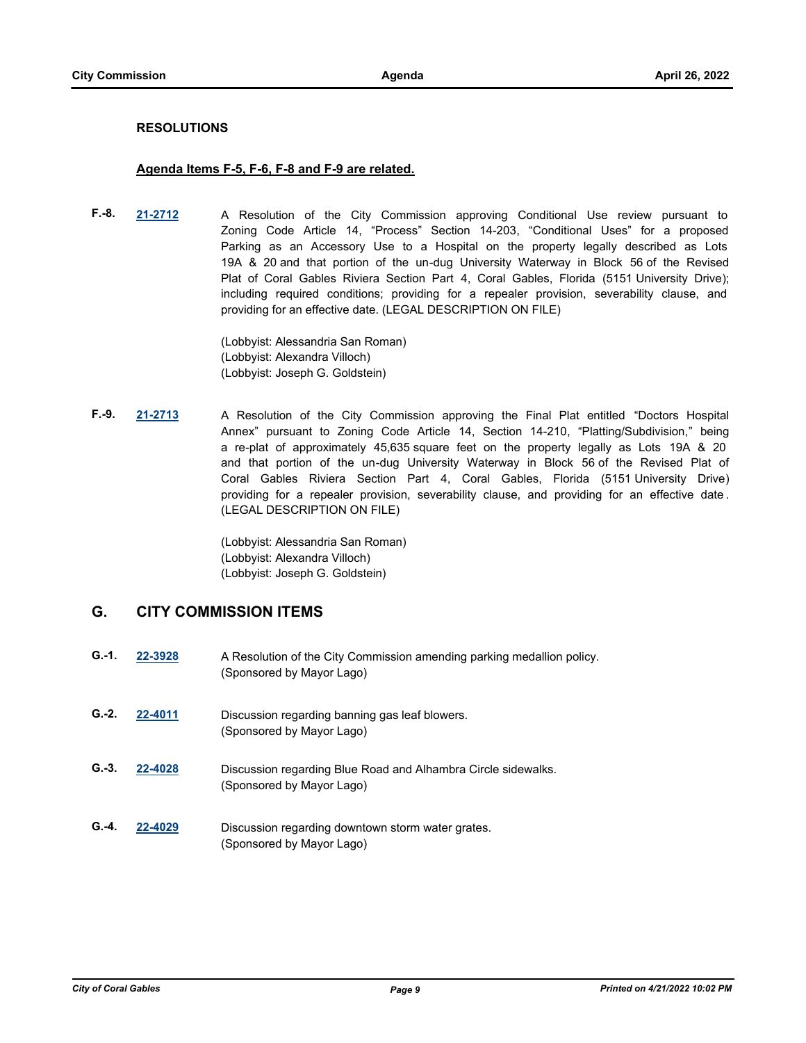**RESOLUTIONS**

**Agenda Items F-5, F-6, F-8 and F-9 are related.**

**F.-8.** **21-2712** A Resolution of the City Commission approving Conditional Use review pursuant to Zoning Code Article 14, "Process" Section 14-203, "Conditional Uses" for a proposed Parking as an Accessory Use to a Hospital on the property legally described as Lots 19A & 20 and that portion of the un-dug University Waterway in Block 56 of the Revised Plat of Coral Gables Riviera Section Part 4, Coral Gables, Florida (5151 University Drive); including required conditions; providing for a repealer provision, severability clause, and providing for an effective date. (LEGAL DESCRIPTION ON FILE)

(Lobbyist: Alessandria San Roman)
(Lobbyist: Alexandra Villoch)
(Lobbyist: Joseph G. Goldstein)

**F.-9.** **21-2713** A Resolution of the City Commission approving the Final Plat entitled "Doctors Hospital Annex" pursuant to Zoning Code Article 14, Section 14-210, "Platting/Subdivision," being a re-plat of approximately 45,635 square feet on the property legally as Lots 19A & 20 and that portion of the un-dug University Waterway in Block 56 of the Revised Plat of Coral Gables Riviera Section Part 4, Coral Gables, Florida (5151 University Drive) providing for a repealer provision, severability clause, and providing for an effective date. (LEGAL DESCRIPTION ON FILE)

(Lobbyist: Alessandria San Roman)
(Lobbyist: Alexandra Villoch)
(Lobbyist: Joseph G. Goldstein)

## G. CITY COMMISSION ITEMS

**G.-1.** **22-3928** A Resolution of the City Commission amending parking medallion policy.
(Sponsored by Mayor Lago)

**G.-2.** **22-4011** Discussion regarding banning gas leaf blowers.
(Sponsored by Mayor Lago)

**G.-3.** **22-4028** Discussion regarding Blue Road and Alhambra Circle sidewalks.
(Sponsored by Mayor Lago)

**G.-4.** **22-4029** Discussion regarding downtown storm water grates.
(Sponsored by Mayor Lago)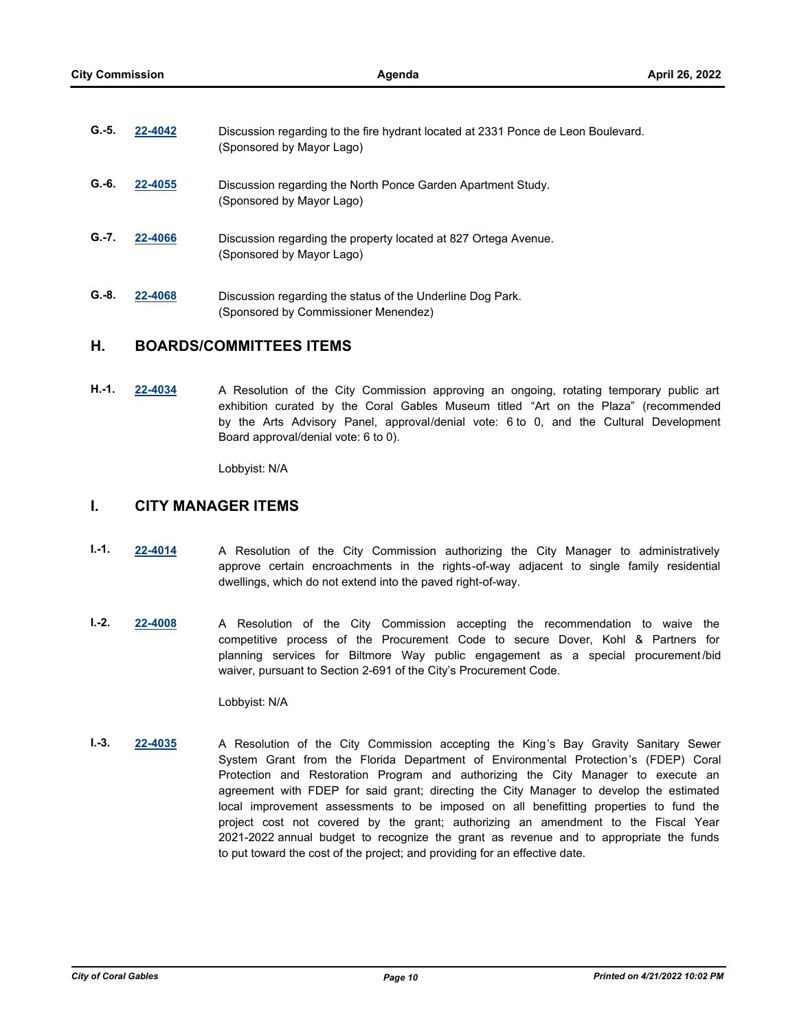**G.-5.** **22-4042** Discussion regarding to the fire hydrant located at 2331 Ponce de Leon Boulevard. (Sponsored by Mayor Lago)

**G.-6.** **22-4055** Discussion regarding the North Ponce Garden Apartment Study. (Sponsored by Mayor Lago)

**G.-7.** **22-4066** Discussion regarding the property located at 827 Ortega Avenue. (Sponsored by Mayor Lago)

**G.-8.** **22-4068** Discussion regarding the status of the Underline Dog Park. (Sponsored by Commissioner Menendez)

## H. BOARDS/COMMITTEES ITEMS

**H.-1.** **22-4034** A Resolution of the City Commission approving an ongoing, rotating temporary public art exhibition curated by the Coral Gables Museum titled "Art on the Plaza" (recommended by the Arts Advisory Panel, approval/denial vote: 6 to 0, and the Cultural Development Board approval/denial vote: 6 to 0).

Lobbyist: N/A

## I. CITY MANAGER ITEMS

**I.-1.** **22-4014** A Resolution of the City Commission authorizing the City Manager to administratively approve certain encroachments in the rights-of-way adjacent to single family residential dwellings, which do not extend into the paved right-of-way.

**I.-2.** **22-4008** A Resolution of the City Commission accepting the recommendation to waive the competitive process of the Procurement Code to secure Dover, Kohl & Partners for planning services for Biltmore Way public engagement as a special procurement/bid waiver, pursuant to Section 2-691 of the City's Procurement Code.

Lobbyist: N/A

**I.-3.** **22-4035** A Resolution of the City Commission accepting the King's Bay Gravity Sanitary Sewer System Grant from the Florida Department of Environmental Protection's (FDEP) Coral Protection and Restoration Program and authorizing the City Manager to execute an agreement with FDEP for said grant; directing the City Manager to develop the estimated local improvement assessments to be imposed on all benefitting properties to fund the project cost not covered by the grant; authorizing an amendment to the Fiscal Year 2021-2022 annual budget to recognize the grant as revenue and to appropriate the funds to put toward the cost of the project; and providing for an effective date.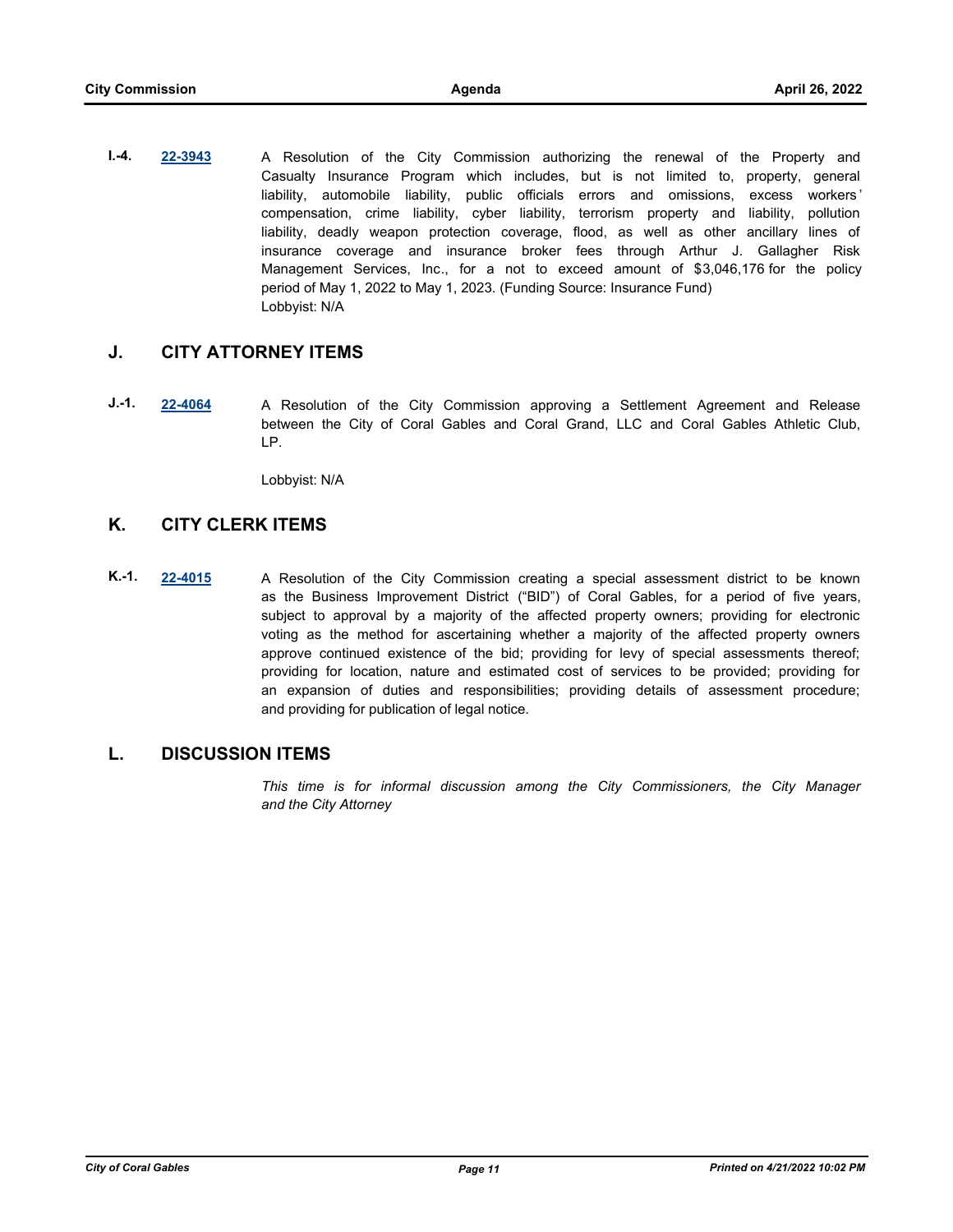**I.-4.** **22-3943** A Resolution of the City Commission authorizing the renewal of the Property and Casualty Insurance Program which includes, but is not limited to, property, general liability, automobile liability, public officials errors and omissions, excess workers' compensation, crime liability, cyber liability, terrorism property and liability, pollution liability, deadly weapon protection coverage, flood, as well as other ancillary lines of insurance coverage and insurance broker fees through Arthur J. Gallagher Risk Management Services, Inc., for a not to exceed amount of $3,046,176 for the policy period of May 1, 2022 to May 1, 2023. (Funding Source: Insurance Fund)
Lobbyist: N/A

## J. CITY ATTORNEY ITEMS

**J.-1.** **22-4064** A Resolution of the City Commission approving a Settlement Agreement and Release between the City of Coral Gables and Coral Grand, LLC and Coral Gables Athletic Club, LP.

Lobbyist: N/A

## K. CITY CLERK ITEMS

**K.-1.** **22-4015** A Resolution of the City Commission creating a special assessment district to be known as the Business Improvement District ("BID") of Coral Gables, for a period of five years, subject to approval by a majority of the affected property owners; providing for electronic voting as the method for ascertaining whether a majority of the affected property owners approve continued existence of the bid; providing for levy of special assessments thereof; providing for location, nature and estimated cost of services to be provided; providing for an expansion of duties and responsibilities; providing details of assessment procedure; and providing for publication of legal notice.

## L. DISCUSSION ITEMS

*This time is for informal discussion among the City Commissioners, the City Manager and the City Attorney*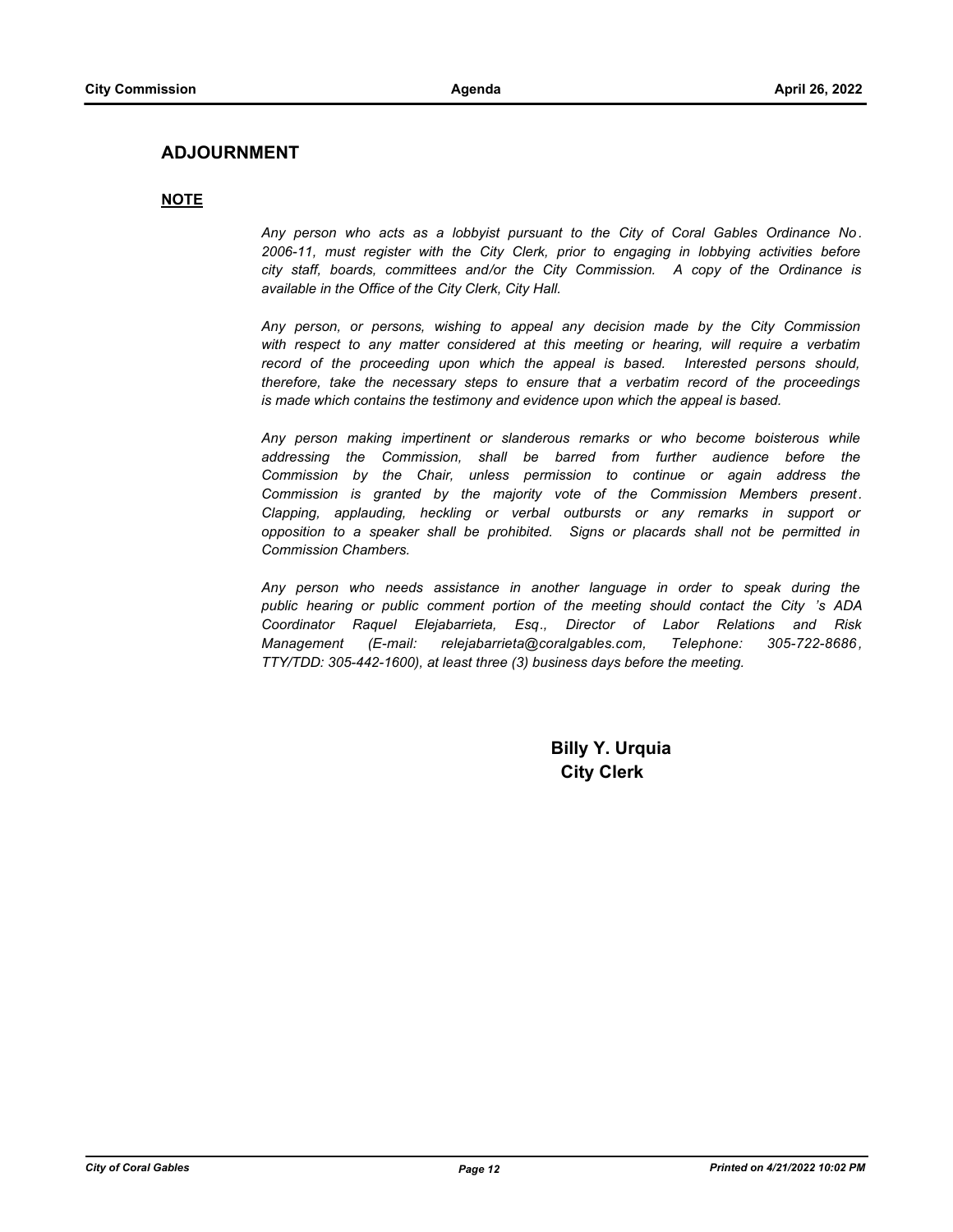## ADJOURNMENT

**NOTE**

*Any person who acts as a lobbyist pursuant to the City of Coral Gables Ordinance No. 2006-11, must register with the City Clerk, prior to engaging in lobbying activities before city staff, boards, committees and/or the City Commission. A copy of the Ordinance is available in the Office of the City Clerk, City Hall.*

*Any person, or persons, wishing to appeal any decision made by the City Commission with respect to any matter considered at this meeting or hearing, will require a verbatim record of the proceeding upon which the appeal is based. Interested persons should, therefore, take the necessary steps to ensure that a verbatim record of the proceedings is made which contains the testimony and evidence upon which the appeal is based.*

*Any person making impertinent or slanderous remarks or who become boisterous while addressing the Commission, shall be barred from further audience before the Commission by the Chair, unless permission to continue or again address the Commission is granted by the majority vote of the Commission Members present. Clapping, applauding, heckling or verbal outbursts or any remarks in support or opposition to a speaker shall be prohibited. Signs or placards shall not be permitted in Commission Chambers.*

*Any person who needs assistance in another language in order to speak during the public hearing or public comment portion of the meeting should contact the City's ADA Coordinator Raquel Elejabarrieta, Esq., Director of Labor Relations and Risk Management (E-mail: relejabarrieta@coralgables.com, Telephone: 305-722-8686, TTY/TDD: 305-442-1600), at least three (3) business days before the meeting.*

**Billy Y. Urquia**
**City Clerk**